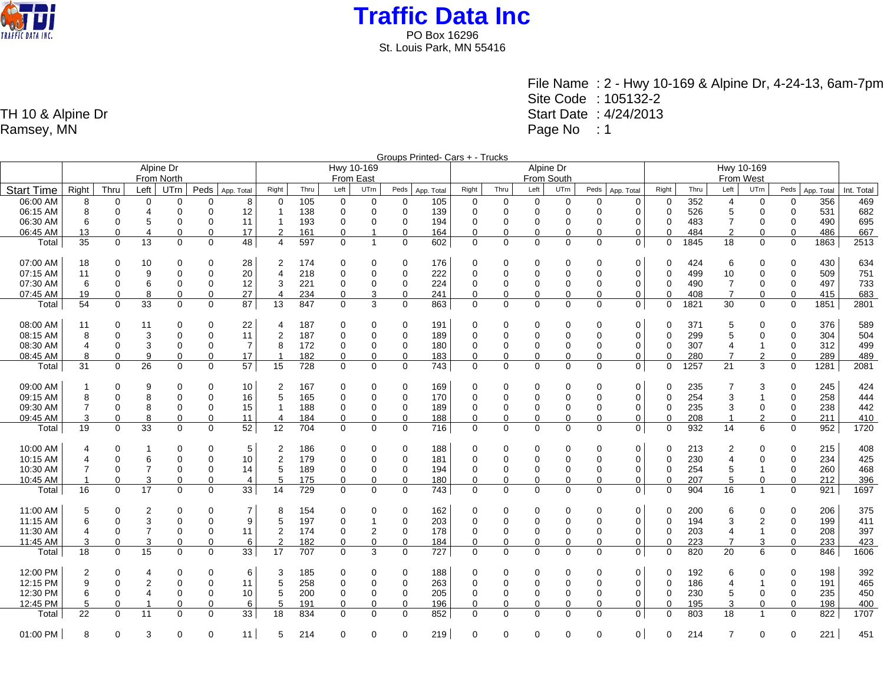# Traffic Data Inc

PO Box 16296
St. Louis Park, MN 55416

File Name : 2 - Hwy 10-169 & Alpine Dr, 4-24-13, 6am-7pm
Site Code : 105132-2
Start Date : 4/24/2013
Page No : 1

TH 10 & Alpine Dr
Ramsey, MN

Groups Printed- Cars + - Trucks

| | Alpine Dr From North | | | | | | Hwy 10-169 From East | | | | | | Alpine Dr From South | | | | | | Hwy 10-169 From West | | | | | | |
|---|---|---|---|---|---|---|---|---|---|---|---|---|---|---|---|---|---|---|---|---|---|---|---|---|---|
| Start Time | Right | Thru | Left | UTrn | Peds | App. Total | Right | Thru | Left | UTrn | Peds | App. Total | Right | Thru | Left | UTrn | Peds | App. Total | Right | Thru | Left | UTrn | Peds | App. Total | Int. Total |
| 06:00 AM | 8 | 0 | 0 | 0 | 0 | 8 | 0 | 105 | 0 | 0 | 0 | 105 | 0 | 0 | 0 | 0 | 0 | 0 | 0 | 352 | 4 | 0 | 0 | 356 | 469 |
| 06:15 AM | 8 | 0 | 4 | 0 | 0 | 12 | 1 | 138 | 0 | 0 | 0 | 139 | 0 | 0 | 0 | 0 | 0 | 0 | 0 | 526 | 5 | 0 | 0 | 531 | 682 |
| 06:30 AM | 6 | 0 | 5 | 0 | 0 | 11 | 1 | 193 | 0 | 0 | 0 | 194 | 0 | 0 | 0 | 0 | 0 | 0 | 0 | 483 | 7 | 0 | 0 | 490 | 695 |
| 06:45 AM | 13 | 0 | 4 | 0 | 0 | 17 | 2 | 161 | 0 | 1 | 0 | 164 | 0 | 0 | 0 | 0 | 0 | 0 | 0 | 484 | 2 | 0 | 0 | 486 | 667 |
| Total | 35 | 0 | 13 | 0 | 0 | 48 | 4 | 597 | 0 | 1 | 0 | 602 | 0 | 0 | 0 | 0 | 0 | 0 | 0 | 1845 | 18 | 0 | 0 | 1863 | 2513 |
| | | | | | | | | | | | | | | | | | | | | | | | | | |
| 07:00 AM | 18 | 0 | 10 | 0 | 0 | 28 | 2 | 174 | 0 | 0 | 0 | 176 | 0 | 0 | 0 | 0 | 0 | 0 | 0 | 424 | 6 | 0 | 0 | 430 | 634 |
| 07:15 AM | 11 | 0 | 9 | 0 | 0 | 20 | 4 | 218 | 0 | 0 | 0 | 222 | 0 | 0 | 0 | 0 | 0 | 0 | 0 | 499 | 10 | 0 | 0 | 509 | 751 |
| 07:30 AM | 6 | 0 | 6 | 0 | 0 | 12 | 3 | 221 | 0 | 0 | 0 | 224 | 0 | 0 | 0 | 0 | 0 | 0 | 0 | 490 | 7 | 0 | 0 | 497 | 733 |
| 07:45 AM | 19 | 0 | 8 | 0 | 0 | 27 | 4 | 234 | 0 | 3 | 0 | 241 | 0 | 0 | 0 | 0 | 0 | 0 | 0 | 408 | 7 | 0 | 0 | 415 | 683 |
| Total | 54 | 0 | 33 | 0 | 0 | 87 | 13 | 847 | 0 | 3 | 0 | 863 | 0 | 0 | 0 | 0 | 0 | 0 | 0 | 1821 | 30 | 0 | 0 | 1851 | 2801 |
| | | | | | | | | | | | | | | | | | | | | | | | | | |
| 08:00 AM | 11 | 0 | 11 | 0 | 0 | 22 | 4 | 187 | 0 | 0 | 0 | 191 | 0 | 0 | 0 | 0 | 0 | 0 | 0 | 371 | 5 | 0 | 0 | 376 | 589 |
| 08:15 AM | 8 | 0 | 3 | 0 | 0 | 11 | 2 | 187 | 0 | 0 | 0 | 189 | 0 | 0 | 0 | 0 | 0 | 0 | 0 | 299 | 5 | 0 | 0 | 304 | 504 |
| 08:30 AM | 4 | 0 | 3 | 0 | 0 | 7 | 8 | 172 | 0 | 0 | 0 | 180 | 0 | 0 | 0 | 0 | 0 | 0 | 0 | 307 | 4 | 1 | 0 | 312 | 499 |
| 08:45 AM | 8 | 0 | 9 | 0 | 0 | 17 | 1 | 182 | 0 | 0 | 0 | 183 | 0 | 0 | 0 | 0 | 0 | 0 | 0 | 280 | 7 | 2 | 0 | 289 | 489 |
| Total | 31 | 0 | 26 | 0 | 0 | 57 | 15 | 728 | 0 | 0 | 0 | 743 | 0 | 0 | 0 | 0 | 0 | 0 | 0 | 1257 | 21 | 3 | 0 | 1281 | 2081 |
| | | | | | | | | | | | | | | | | | | | | | | | | | |
| 09:00 AM | 1 | 0 | 9 | 0 | 0 | 10 | 2 | 167 | 0 | 0 | 0 | 169 | 0 | 0 | 0 | 0 | 0 | 0 | 0 | 235 | 7 | 3 | 0 | 245 | 424 |
| 09:15 AM | 8 | 0 | 8 | 0 | 0 | 16 | 5 | 165 | 0 | 0 | 0 | 170 | 0 | 0 | 0 | 0 | 0 | 0 | 0 | 254 | 3 | 1 | 0 | 258 | 444 |
| 09:30 AM | 7 | 0 | 8 | 0 | 0 | 15 | 1 | 188 | 0 | 0 | 0 | 189 | 0 | 0 | 0 | 0 | 0 | 0 | 0 | 235 | 3 | 0 | 0 | 238 | 442 |
| 09:45 AM | 3 | 0 | 8 | 0 | 0 | 11 | 4 | 184 | 0 | 0 | 0 | 188 | 0 | 0 | 0 | 0 | 0 | 0 | 0 | 208 | 1 | 2 | 0 | 211 | 410 |
| Total | 19 | 0 | 33 | 0 | 0 | 52 | 12 | 704 | 0 | 0 | 0 | 716 | 0 | 0 | 0 | 0 | 0 | 0 | 0 | 932 | 14 | 6 | 0 | 952 | 1720 |
| | | | | | | | | | | | | | | | | | | | | | | | | | |
| 10:00 AM | 4 | 0 | 1 | 0 | 0 | 5 | 2 | 186 | 0 | 0 | 0 | 188 | 0 | 0 | 0 | 0 | 0 | 0 | 0 | 213 | 2 | 0 | 0 | 215 | 408 |
| 10:15 AM | 4 | 0 | 6 | 0 | 0 | 10 | 2 | 179 | 0 | 0 | 0 | 181 | 0 | 0 | 0 | 0 | 0 | 0 | 0 | 230 | 4 | 0 | 0 | 234 | 425 |
| 10:30 AM | 7 | 0 | 7 | 0 | 0 | 14 | 5 | 189 | 0 | 0 | 0 | 194 | 0 | 0 | 0 | 0 | 0 | 0 | 0 | 254 | 5 | 1 | 0 | 260 | 468 |
| 10:45 AM | 1 | 0 | 3 | 0 | 0 | 4 | 5 | 175 | 0 | 0 | 0 | 180 | 0 | 0 | 0 | 0 | 0 | 0 | 0 | 207 | 5 | 0 | 0 | 212 | 396 |
| Total | 16 | 0 | 17 | 0 | 0 | 33 | 14 | 729 | 0 | 0 | 0 | 743 | 0 | 0 | 0 | 0 | 0 | 0 | 0 | 904 | 16 | 1 | 0 | 921 | 1697 |
| | | | | | | | | | | | | | | | | | | | | | | | | | |
| 11:00 AM | 5 | 0 | 2 | 0 | 0 | 7 | 8 | 154 | 0 | 0 | 0 | 162 | 0 | 0 | 0 | 0 | 0 | 0 | 0 | 200 | 6 | 0 | 0 | 206 | 375 |
| 11:15 AM | 6 | 0 | 3 | 0 | 0 | 9 | 5 | 197 | 0 | 1 | 0 | 203 | 0 | 0 | 0 | 0 | 0 | 0 | 0 | 194 | 3 | 2 | 0 | 199 | 411 |
| 11:30 AM | 4 | 0 | 7 | 0 | 0 | 11 | 2 | 174 | 0 | 2 | 0 | 178 | 0 | 0 | 0 | 0 | 0 | 0 | 0 | 203 | 4 | 1 | 0 | 208 | 397 |
| 11:45 AM | 3 | 0 | 3 | 0 | 0 | 6 | 2 | 182 | 0 | 0 | 0 | 184 | 0 | 0 | 0 | 0 | 0 | 0 | 0 | 223 | 7 | 3 | 0 | 233 | 423 |
| Total | 18 | 0 | 15 | 0 | 0 | 33 | 17 | 707 | 0 | 3 | 0 | 727 | 0 | 0 | 0 | 0 | 0 | 0 | 0 | 820 | 20 | 6 | 0 | 846 | 1606 |
| | | | | | | | | | | | | | | | | | | | | | | | | | |
| 12:00 PM | 2 | 0 | 4 | 0 | 0 | 6 | 3 | 185 | 0 | 0 | 0 | 188 | 0 | 0 | 0 | 0 | 0 | 0 | 0 | 192 | 6 | 0 | 0 | 198 | 392 |
| 12:15 PM | 9 | 0 | 2 | 0 | 0 | 11 | 5 | 258 | 0 | 0 | 0 | 263 | 0 | 0 | 0 | 0 | 0 | 0 | 0 | 186 | 4 | 1 | 0 | 191 | 465 |
| 12:30 PM | 6 | 0 | 4 | 0 | 0 | 10 | 5 | 200 | 0 | 0 | 0 | 205 | 0 | 0 | 0 | 0 | 0 | 0 | 0 | 230 | 5 | 0 | 0 | 235 | 450 |
| 12:45 PM | 5 | 0 | 1 | 0 | 0 | 6 | 5 | 191 | 0 | 0 | 0 | 196 | 0 | 0 | 0 | 0 | 0 | 0 | 0 | 195 | 3 | 0 | 0 | 198 | 400 |
| Total | 22 | 0 | 11 | 0 | 0 | 33 | 18 | 834 | 0 | 0 | 0 | 852 | 0 | 0 | 0 | 0 | 0 | 0 | 0 | 803 | 18 | 1 | 0 | 822 | 1707 |
| | | | | | | | | | | | | | | | | | | | | | | | | | |
| 01:00 PM | 8 | 0 | 3 | 0 | 0 | 11 | 5 | 214 | 0 | 0 | 0 | 219 | 0 | 0 | 0 | 0 | 0 | 0 | 0 | 214 | 7 | 0 | 0 | 221 | 451 |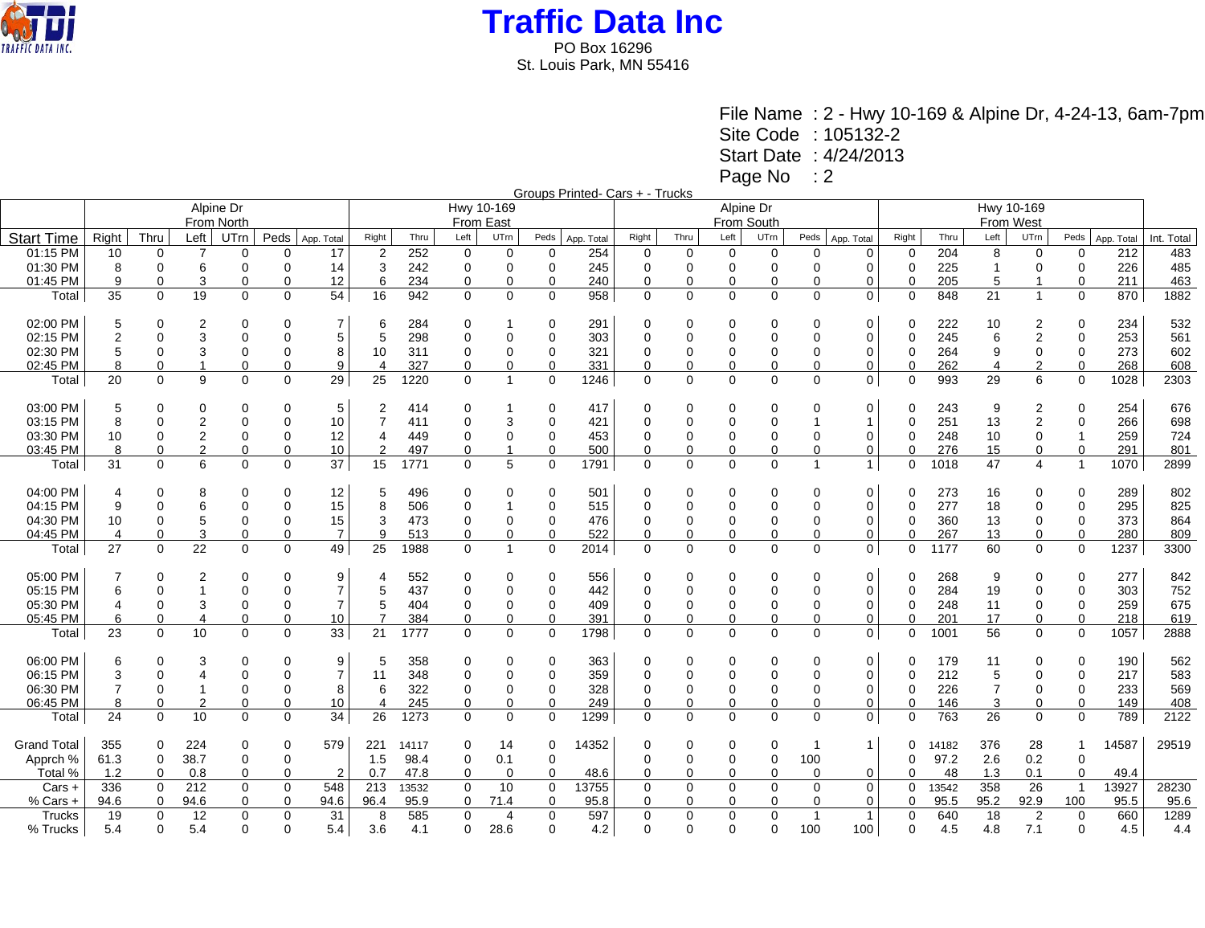# Traffic Data Inc

PO Box 16296
St. Louis Park, MN 55416

File Name : 2 - Hwy 10-169 & Alpine Dr, 4-24-13, 6am-7pm
Site Code : 105132-2
Start Date : 4/24/2013
Page No : 2

Groups Printed- Cars + - Trucks

| | Alpine Dr From North | | | | | | Hwy 10-169 From East | | | | | | Alpine Dr From South | | | | | | Hwy 10-169 From West | | | | | | |
|---|---|---|---|---|---|---|---|---|---|---|---|---|---|---|---|---|---|---|---|---|---|---|---|---|---|
| Start Time | Right | Thru | Left | UTrn | Peds | App. Total | Right | Thru | Left | UTrn | Peds | App. Total | Right | Thru | Left | UTrn | Peds | App. Total | Right | Thru | Left | UTrn | Peds | App. Total | Int. Total |
| 01:15 PM | 10 | 0 | 7 | 0 | 0 | 17 | 2 | 252 | 0 | 0 | 0 | 254 | 0 | 0 | 0 | 0 | 0 | 0 | 0 | 204 | 8 | 0 | 0 | 212 | 483 |
| 01:30 PM | 8 | 0 | 6 | 0 | 0 | 14 | 3 | 242 | 0 | 0 | 0 | 245 | 0 | 0 | 0 | 0 | 0 | 0 | 0 | 225 | 1 | 0 | 0 | 226 | 485 |
| 01:45 PM | 9 | 0 | 3 | 0 | 0 | 12 | 6 | 234 | 0 | 0 | 0 | 240 | 0 | 0 | 0 | 0 | 0 | 0 | 0 | 205 | 5 | 1 | 0 | 211 | 463 |
| Total | 35 | 0 | 19 | 0 | 0 | 54 | 16 | 942 | 0 | 0 | 0 | 958 | 0 | 0 | 0 | 0 | 0 | 0 | 0 | 848 | 21 | 1 | 0 | 870 | 1882 |
| 02:00 PM | 5 | 0 | 2 | 0 | 0 | 7 | 6 | 284 | 0 | 1 | 0 | 291 | 0 | 0 | 0 | 0 | 0 | 0 | 0 | 222 | 10 | 2 | 0 | 234 | 532 |
| 02:15 PM | 2 | 0 | 3 | 0 | 0 | 5 | 5 | 298 | 0 | 0 | 0 | 303 | 0 | 0 | 0 | 0 | 0 | 0 | 0 | 245 | 6 | 2 | 0 | 253 | 561 |
| 02:30 PM | 5 | 0 | 3 | 0 | 0 | 8 | 10 | 311 | 0 | 0 | 0 | 321 | 0 | 0 | 0 | 0 | 0 | 0 | 0 | 264 | 9 | 0 | 0 | 273 | 602 |
| 02:45 PM | 8 | 0 | 1 | 0 | 0 | 9 | 4 | 327 | 0 | 0 | 0 | 331 | 0 | 0 | 0 | 0 | 0 | 0 | 0 | 262 | 4 | 2 | 0 | 268 | 608 |
| Total | 20 | 0 | 9 | 0 | 0 | 29 | 25 | 1220 | 0 | 1 | 0 | 1246 | 0 | 0 | 0 | 0 | 0 | 0 | 0 | 993 | 29 | 6 | 0 | 1028 | 2303 |
| 03:00 PM | 5 | 0 | 0 | 0 | 0 | 5 | 2 | 414 | 0 | 1 | 0 | 417 | 0 | 0 | 0 | 0 | 0 | 0 | 0 | 243 | 9 | 2 | 0 | 254 | 676 |
| 03:15 PM | 8 | 0 | 2 | 0 | 0 | 10 | 7 | 411 | 0 | 3 | 0 | 421 | 0 | 0 | 0 | 0 | 1 | 1 | 0 | 251 | 13 | 2 | 0 | 266 | 698 |
| 03:30 PM | 10 | 0 | 2 | 0 | 0 | 12 | 4 | 449 | 0 | 0 | 0 | 453 | 0 | 0 | 0 | 0 | 0 | 0 | 0 | 248 | 10 | 0 | 1 | 259 | 724 |
| 03:45 PM | 8 | 0 | 2 | 0 | 0 | 10 | 2 | 497 | 0 | 1 | 0 | 500 | 0 | 0 | 0 | 0 | 0 | 0 | 0 | 276 | 15 | 0 | 0 | 291 | 801 |
| Total | 31 | 0 | 6 | 0 | 0 | 37 | 15 | 1771 | 0 | 5 | 0 | 1791 | 0 | 0 | 0 | 0 | 1 | 1 | 0 | 1018 | 47 | 4 | 1 | 1070 | 2899 |
| 04:00 PM | 4 | 0 | 8 | 0 | 0 | 12 | 5 | 496 | 0 | 0 | 0 | 501 | 0 | 0 | 0 | 0 | 0 | 0 | 0 | 273 | 16 | 0 | 0 | 289 | 802 |
| 04:15 PM | 9 | 0 | 6 | 0 | 0 | 15 | 8 | 506 | 0 | 1 | 0 | 515 | 0 | 0 | 0 | 0 | 0 | 0 | 0 | 277 | 18 | 0 | 0 | 295 | 825 |
| 04:30 PM | 10 | 0 | 5 | 0 | 0 | 15 | 3 | 473 | 0 | 0 | 0 | 476 | 0 | 0 | 0 | 0 | 0 | 0 | 0 | 360 | 13 | 0 | 0 | 373 | 864 |
| 04:45 PM | 4 | 0 | 3 | 0 | 0 | 7 | 9 | 513 | 0 | 0 | 0 | 522 | 0 | 0 | 0 | 0 | 0 | 0 | 0 | 267 | 13 | 0 | 0 | 280 | 809 |
| Total | 27 | 0 | 22 | 0 | 0 | 49 | 25 | 1988 | 0 | 1 | 0 | 2014 | 0 | 0 | 0 | 0 | 0 | 0 | 0 | 1177 | 60 | 0 | 0 | 1237 | 3300 |
| 05:00 PM | 7 | 0 | 2 | 0 | 0 | 9 | 4 | 552 | 0 | 0 | 0 | 556 | 0 | 0 | 0 | 0 | 0 | 0 | 0 | 268 | 9 | 0 | 0 | 277 | 842 |
| 05:15 PM | 6 | 0 | 1 | 0 | 0 | 7 | 5 | 437 | 0 | 0 | 0 | 442 | 0 | 0 | 0 | 0 | 0 | 0 | 0 | 284 | 19 | 0 | 0 | 303 | 752 |
| 05:30 PM | 4 | 0 | 3 | 0 | 0 | 7 | 5 | 404 | 0 | 0 | 0 | 409 | 0 | 0 | 0 | 0 | 0 | 0 | 0 | 248 | 11 | 0 | 0 | 259 | 675 |
| 05:45 PM | 6 | 0 | 4 | 0 | 0 | 10 | 7 | 384 | 0 | 0 | 0 | 391 | 0 | 0 | 0 | 0 | 0 | 0 | 0 | 201 | 17 | 0 | 0 | 218 | 619 |
| Total | 23 | 0 | 10 | 0 | 0 | 33 | 21 | 1777 | 0 | 0 | 0 | 1798 | 0 | 0 | 0 | 0 | 0 | 0 | 0 | 1001 | 56 | 0 | 0 | 1057 | 2888 |
| 06:00 PM | 6 | 0 | 3 | 0 | 0 | 9 | 5 | 358 | 0 | 0 | 0 | 363 | 0 | 0 | 0 | 0 | 0 | 0 | 0 | 179 | 11 | 0 | 0 | 190 | 562 |
| 06:15 PM | 3 | 0 | 4 | 0 | 0 | 7 | 11 | 348 | 0 | 0 | 0 | 359 | 0 | 0 | 0 | 0 | 0 | 0 | 0 | 212 | 5 | 0 | 0 | 217 | 583 |
| 06:30 PM | 7 | 0 | 1 | 0 | 0 | 8 | 6 | 322 | 0 | 0 | 0 | 328 | 0 | 0 | 0 | 0 | 0 | 0 | 0 | 226 | 7 | 0 | 0 | 233 | 569 |
| 06:45 PM | 8 | 0 | 2 | 0 | 0 | 10 | 4 | 245 | 0 | 0 | 0 | 249 | 0 | 0 | 0 | 0 | 0 | 0 | 0 | 146 | 3 | 0 | 0 | 149 | 408 |
| Total | 24 | 0 | 10 | 0 | 0 | 34 | 26 | 1273 | 0 | 0 | 0 | 1299 | 0 | 0 | 0 | 0 | 0 | 0 | 0 | 763 | 26 | 0 | 0 | 789 | 2122 |
| Grand Total | 355 | 0 | 224 | 0 | 0 | 579 | 221 | 14117 | 0 | 14 | 0 | 14352 | 0 | 0 | 0 | 0 | 1 | 1 | 0 | 14182 | 376 | 28 | 1 | 14587 | 29519 |
| Apprch % | 61.3 | 0 | 38.7 | 0 | 0 | | 1.5 | 98.4 | 0 | 0.1 | 0 | | 0 | 0 | 0 | 0 | 100 | | 0 | 97.2 | 2.6 | 0.2 | 0 | | |
| Total % | 1.2 | 0 | 0.8 | 0 | 0 | 2 | 0.7 | 47.8 | 0 | 0 | 0 | 48.6 | 0 | 0 | 0 | 0 | 0 | 0 | 0 | 48 | 1.3 | 0.1 | 0 | 49.4 | |
| Cars + | 336 | 0 | 212 | 0 | 0 | 548 | 213 | 13532 | 0 | 10 | 0 | 13755 | 0 | 0 | 0 | 0 | 0 | 0 | 0 | 13542 | 358 | 26 | 1 | 13927 | 28230 |
| % Cars + | 94.6 | 0 | 94.6 | 0 | 0 | 94.6 | 96.4 | 95.9 | 0 | 71.4 | 0 | 95.8 | 0 | 0 | 0 | 0 | 0 | 0 | 0 | 95.5 | 95.2 | 92.9 | 100 | 95.5 | 95.6 |
| Trucks | 19 | 0 | 12 | 0 | 0 | 31 | 8 | 585 | 0 | 4 | 0 | 597 | 0 | 0 | 0 | 0 | 1 | 1 | 0 | 640 | 18 | 2 | 0 | 660 | 1289 |
| % Trucks | 5.4 | 0 | 5.4 | 0 | 0 | 5.4 | 3.6 | 4.1 | 0 | 28.6 | 0 | 4.2 | 0 | 0 | 0 | 0 | 100 | 100 | 0 | 4.5 | 4.8 | 7.1 | 0 | 4.5 | 4.4 |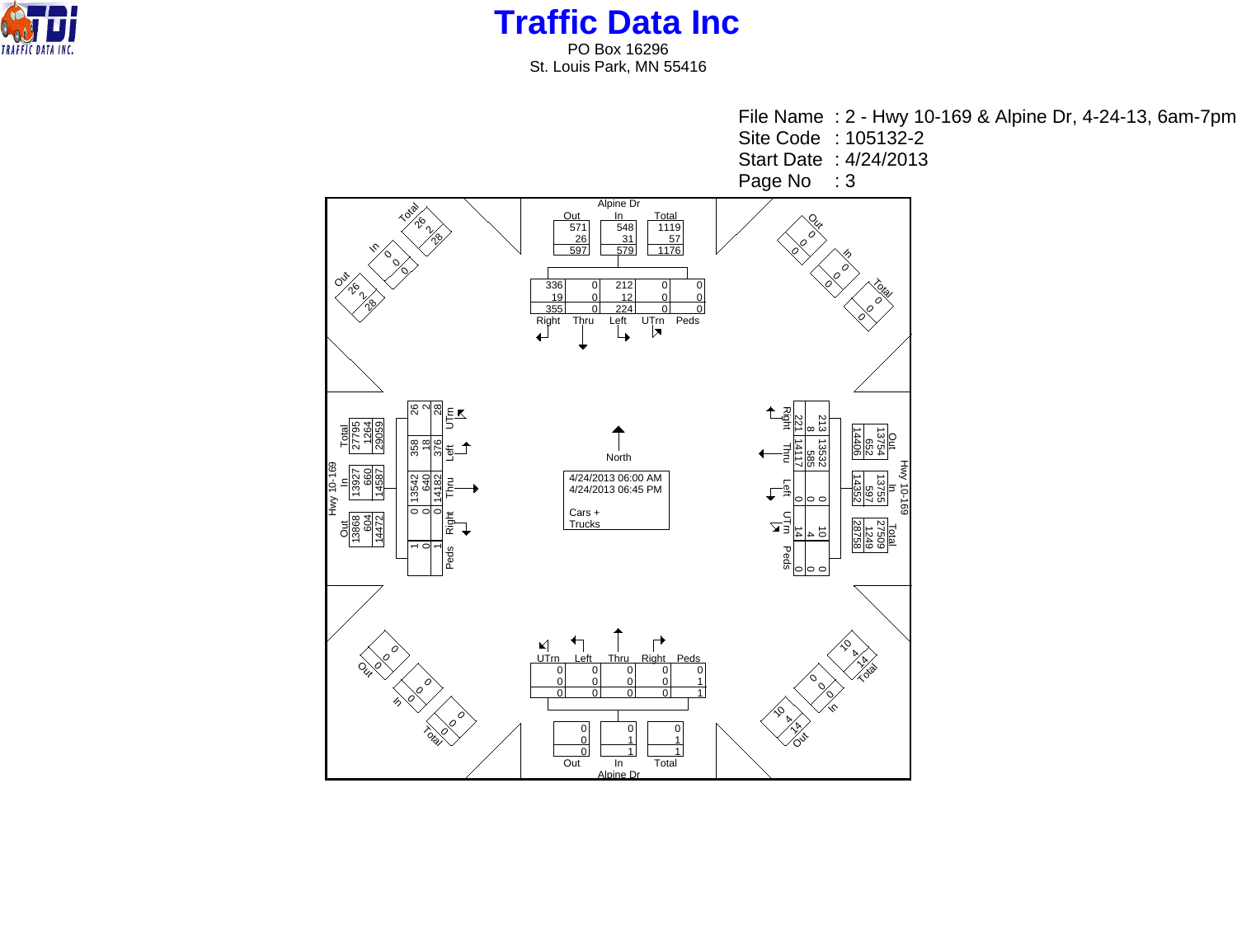# Traffic Data Inc

PO Box 16296
St. Louis Park, MN 55416

File Name : 2 - Hwy 10-169 & Alpine Dr, 4-24-13, 6am-7pm
Site Code : 105132-2
Start Date : 4/24/2013
Page No : 3

4/24/2013 06:00 AM
4/24/2013 06:45 PM

Cars +
Trucks

North

## Alpine Dr (North Approach)

| | Out | In | Total |
|---|---|---|---|
| Cars | 571 | 548 | 1119 |
| Trucks | 26 | 31 | 57 |
| Total | 597 | 579 | 1176 |

| | Right | Thru | Left | UTrn | Peds |
|---|---|---|---|---|---|
| Cars | 336 | 0 | 212 | 0 | 0 |
| Trucks | 19 | 0 | 12 | 0 | 0 |
| Total | 355 | 0 | 224 | 0 | 0 |

## Alpine Dr (South Approach)

| | UTrn | Left | Thru | Right | Peds |
|---|---|---|---|---|---|
| Cars | 0 | 0 | 0 | 0 | 0 |
| Trucks | 0 | 0 | 0 | 0 | 1 |
| Total | 0 | 0 | 0 | 0 | 1 |

| | Out | In | Total |
|---|---|---|---|
| Cars | 0 | 0 | 0 |
| Trucks | 0 | 1 | 1 |
| Total | 0 | 1 | 1 |

## Hwy 10-169 (West Approach)

| | Out | In | Total |
|---|---|---|---|
| Cars | 13868 | 13927 | 27795 |
| Trucks | 604 | 660 | 1264 |
| Total | 14472 | 14587 | 29059 |

| | UTrn | Left | Thru | Right | Peds |
|---|---|---|---|---|---|
| Cars | 26 | 358 | 13542 | 0 | 1 |
| Trucks | 2 | 18 | 640 | 0 | 0 |
| Total | 28 | 376 | 14182 | 0 | 1 |

## Hwy 10-169 (East Approach)

| | Right | Thru | Left | UTrn | Peds |
|---|---|---|---|---|---|
| Cars | 213 | 13532 | 0 | 10 | 0 |
| Trucks | 8 | 585 | 0 | 4 | 0 |
| Total | 221 | 14117 | 0 | 14 | 0 |

| | Out | In | Total |
|---|---|---|---|
| Cars | 13754 | 13755 | 27509 |
| Trucks | 652 | 597 | 1249 |
| Total | 14406 | 14352 | 28758 |

## Diagonal Approaches

| | Out | In | Total |
|---|---|---|---|
| Northwest – Cars | 26 | 0 | 26 |
| Northwest – Trucks | 2 | 0 | 2 |
| Northwest – Total | 28 | 0 | 28 |
| Northeast – Cars | 0 | 0 | 0 |
| Northeast – Trucks | 0 | 0 | 0 |
| Northeast – Total | 0 | 0 | 0 |
| Southwest – Cars | 0 | 0 | 0 |
| Southwest – Trucks | 0 | 0 | 0 |
| Southwest – Total | 0 | 0 | 0 |
| Southeast – Cars | 10 | 0 | 10 |
| Southeast – Trucks | 4 | 0 | 4 |
| Southeast – Total | 14 | 0 | 14 |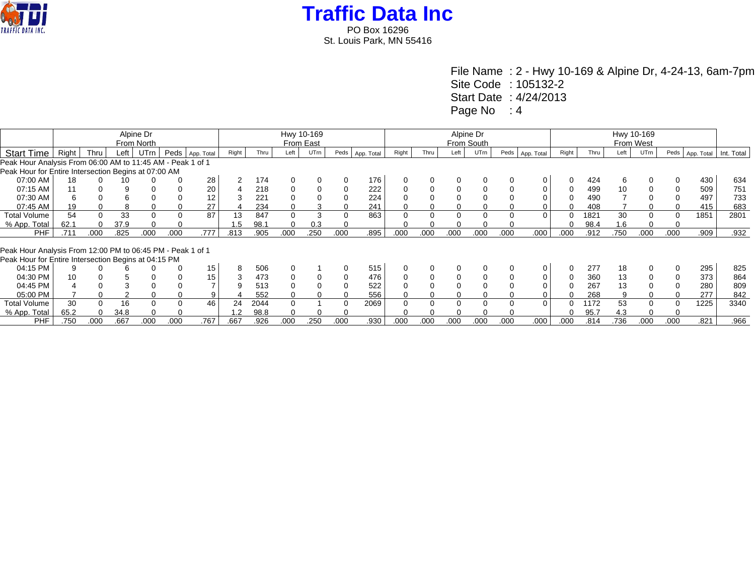# Traffic Data Inc

PO Box 16296
St. Louis Park, MN 55416

File Name : 2 - Hwy 10-169 & Alpine Dr, 4-24-13, 6am-7pm
Site Code : 105132-2
Start Date : 4/24/2013
Page No : 4

| | Alpine Dr From North | | | | | | Hwy 10-169 From East | | | | | | Alpine Dr From South | | | | | | Hwy 10-169 From West | | | | | | |
|---|---|---|---|---|---|---|---|---|---|---|---|---|---|---|---|---|---|---|---|---|---|---|---|---|---|
| Start Time | Right | Thru | Left | UTrn | Peds | App. Total | Right | Thru | Left | UTrn | Peds | App. Total | Right | Thru | Left | UTrn | Peds | App. Total | Right | Thru | Left | UTrn | Peds | App. Total | Int. Total |
| Peak Hour Analysis From 06:00 AM to 11:45 AM - Peak 1 of 1 | | | | | | | | | | | | | | | | | | | | | | | | | |
| Peak Hour for Entire Intersection Begins at 07:00 AM | | | | | | | | | | | | | | | | | | | | | | | | | |
| 07:00 AM | 18 | 0 | 10 | 0 | 0 | 28 | 2 | 174 | 0 | 0 | 0 | 176 | 0 | 0 | 0 | 0 | 0 | 0 | 0 | 424 | 6 | 0 | 0 | 430 | 634 |
| 07:15 AM | 11 | 0 | 9 | 0 | 0 | 20 | 4 | 218 | 0 | 0 | 0 | 222 | 0 | 0 | 0 | 0 | 0 | 0 | 0 | 499 | 10 | 0 | 0 | 509 | 751 |
| 07:30 AM | 6 | 0 | 6 | 0 | 0 | 12 | 3 | 221 | 0 | 0 | 0 | 224 | 0 | 0 | 0 | 0 | 0 | 0 | 0 | 490 | 7 | 0 | 0 | 497 | 733 |
| 07:45 AM | 19 | 0 | 8 | 0 | 0 | 27 | 4 | 234 | 0 | 3 | 0 | 241 | 0 | 0 | 0 | 0 | 0 | 0 | 0 | 408 | 7 | 0 | 0 | 415 | 683 |
| Total Volume | 54 | 0 | 33 | 0 | 0 | 87 | 13 | 847 | 0 | 3 | 0 | 863 | 0 | 0 | 0 | 0 | 0 | 0 | 0 | 1821 | 30 | 0 | 0 | 1851 | 2801 |
| % App. Total | 62.1 | 0 | 37.9 | 0 | 0 | | 1.5 | 98.1 | 0 | 0.3 | 0 | | 0 | 0 | 0 | 0 | 0 | | 0 | 98.4 | 1.6 | 0 | 0 | | |
| PHF | .711 | .000 | .825 | .000 | .000 | .777 | .813 | .905 | .000 | .250 | .000 | .895 | .000 | .000 | .000 | .000 | .000 | .000 | .000 | .912 | .750 | .000 | .000 | .909 | .932 |
| Peak Hour Analysis From 12:00 PM to 06:45 PM - Peak 1 of 1 | | | | | | | | | | | | | | | | | | | | | | | | | |
| Peak Hour for Entire Intersection Begins at 04:15 PM | | | | | | | | | | | | | | | | | | | | | | | | | |
| 04:15 PM | 9 | 0 | 6 | 0 | 0 | 15 | 8 | 506 | 0 | 1 | 0 | 515 | 0 | 0 | 0 | 0 | 0 | 0 | 0 | 277 | 18 | 0 | 0 | 295 | 825 |
| 04:30 PM | 10 | 0 | 5 | 0 | 0 | 15 | 3 | 473 | 0 | 0 | 0 | 476 | 0 | 0 | 0 | 0 | 0 | 0 | 0 | 360 | 13 | 0 | 0 | 373 | 864 |
| 04:45 PM | 4 | 0 | 3 | 0 | 0 | 7 | 9 | 513 | 0 | 0 | 0 | 522 | 0 | 0 | 0 | 0 | 0 | 0 | 0 | 267 | 13 | 0 | 0 | 280 | 809 |
| 05:00 PM | 7 | 0 | 2 | 0 | 0 | 9 | 4 | 552 | 0 | 0 | 0 | 556 | 0 | 0 | 0 | 0 | 0 | 0 | 0 | 268 | 9 | 0 | 0 | 277 | 842 |
| Total Volume | 30 | 0 | 16 | 0 | 0 | 46 | 24 | 2044 | 0 | 1 | 0 | 2069 | 0 | 0 | 0 | 0 | 0 | 0 | 0 | 1172 | 53 | 0 | 0 | 1225 | 3340 |
| % App. Total | 65.2 | 0 | 34.8 | 0 | 0 | | 1.2 | 98.8 | 0 | 0 | 0 | | 0 | 0 | 0 | 0 | 0 | | 0 | 95.7 | 4.3 | 0 | 0 | | |
| PHF | .750 | .000 | .667 | .000 | .000 | .767 | .667 | .926 | .000 | .250 | .000 | .930 | .000 | .000 | .000 | .000 | .000 | .000 | .000 | .814 | .736 | .000 | .000 | .821 | .966 |